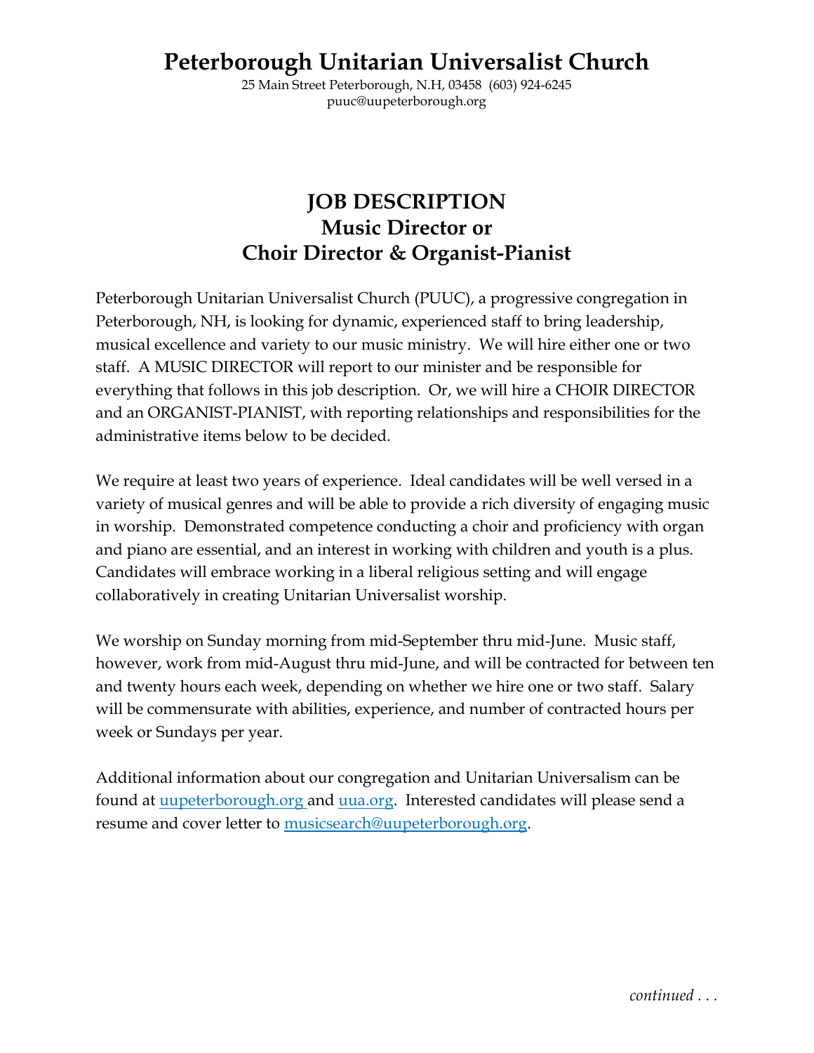# Peterborough Unitarian Universalist Church

25 Main Street Peterborough, N.H, 03458 (603) 924-6245
puuc@uupeterborough.org

## JOB DESCRIPTION
## Music Director or
## Choir Director & Organist-Pianist

Peterborough Unitarian Universalist Church (PUUC), a progressive congregation in Peterborough, NH, is looking for dynamic, experienced staff to bring leadership, musical excellence and variety to our music ministry. We will hire either one or two staff. A MUSIC DIRECTOR will report to our minister and be responsible for everything that follows in this job description. Or, we will hire a CHOIR DIRECTOR and an ORGANIST-PIANIST, with reporting relationships and responsibilities for the administrative items below to be decided.

We require at least two years of experience. Ideal candidates will be well versed in a variety of musical genres and will be able to provide a rich diversity of engaging music in worship. Demonstrated competence conducting a choir and proficiency with organ and piano are essential, and an interest in working with children and youth is a plus. Candidates will embrace working in a liberal religious setting and will engage collaboratively in creating Unitarian Universalist worship.

We worship on Sunday morning from mid-September thru mid-June. Music staff, however, work from mid-August thru mid-June, and will be contracted for between ten and twenty hours each week, depending on whether we hire one or two staff. Salary will be commensurate with abilities, experience, and number of contracted hours per week or Sundays per year.

Additional information about our congregation and Unitarian Universalism can be found at [uupeterborough.org](uupeterborough.org) and [uua.org](uua.org). Interested candidates will please send a resume and cover letter to [musicsearch@uupeterborough.org](mailto:musicsearch@uupeterborough.org).

*continued . . .*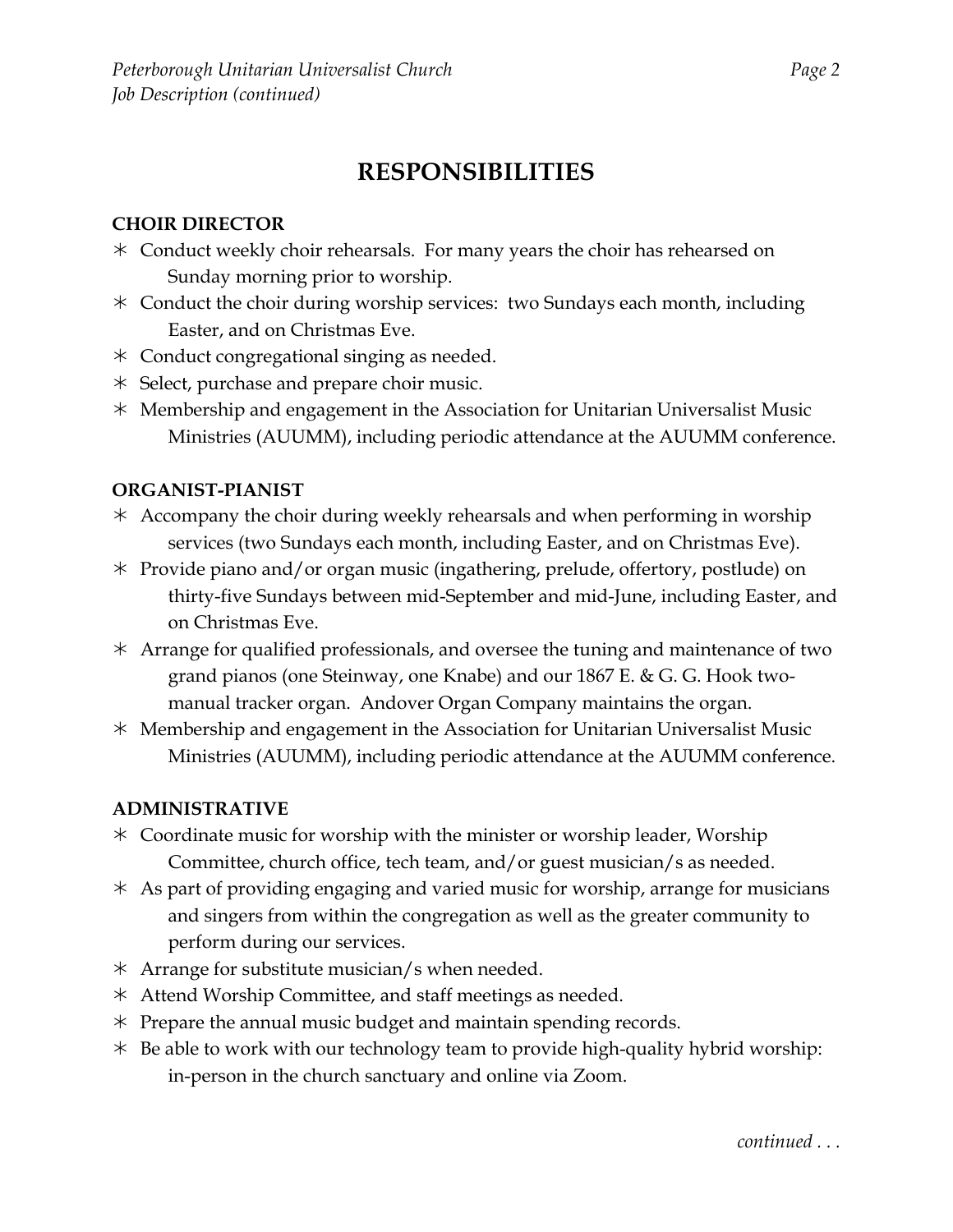# RESPONSIBILITIES

**CHOIR DIRECTOR**

- Conduct weekly choir rehearsals. For many years the choir has rehearsed on Sunday morning prior to worship.
- Conduct the choir during worship services: two Sundays each month, including Easter, and on Christmas Eve.
- Conduct congregational singing as needed.
- Select, purchase and prepare choir music.
- Membership and engagement in the Association for Unitarian Universalist Music Ministries (AUUMM), including periodic attendance at the AUUMM conference.

**ORGANIST-PIANIST**

- Accompany the choir during weekly rehearsals and when performing in worship services (two Sundays each month, including Easter, and on Christmas Eve).
- Provide piano and/or organ music (ingathering, prelude, offertory, postlude) on thirty-five Sundays between mid-September and mid-June, including Easter, and on Christmas Eve.
- Arrange for qualified professionals, and oversee the tuning and maintenance of two grand pianos (one Steinway, one Knabe) and our 1867 E. & G. G. Hook two-manual tracker organ. Andover Organ Company maintains the organ.
- Membership and engagement in the Association for Unitarian Universalist Music Ministries (AUUMM), including periodic attendance at the AUUMM conference.

**ADMINISTRATIVE**

- Coordinate music for worship with the minister or worship leader, Worship Committee, church office, tech team, and/or guest musician/s as needed.
- As part of providing engaging and varied music for worship, arrange for musicians and singers from within the congregation as well as the greater community to perform during our services.
- Arrange for substitute musician/s when needed.
- Attend Worship Committee, and staff meetings as needed.
- Prepare the annual music budget and maintain spending records.
- Be able to work with our technology team to provide high-quality hybrid worship: in-person in the church sanctuary and online via Zoom.

*continued . . .*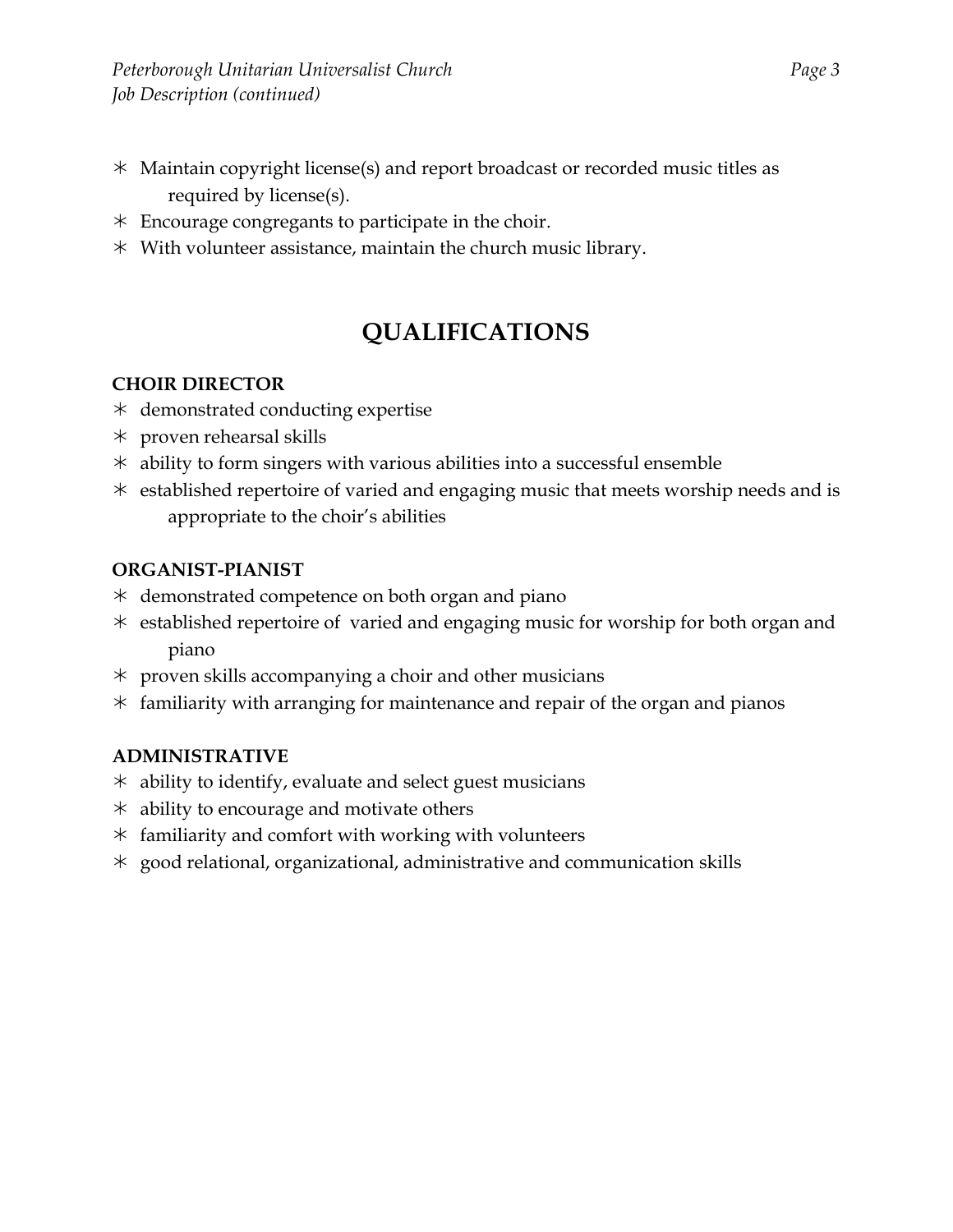- Maintain copyright license(s) and report broadcast or recorded music titles as required by license(s).
- Encourage congregants to participate in the choir.
- With volunteer assistance, maintain the church music library.

# QUALIFICATIONS

**CHOIR DIRECTOR**

- demonstrated conducting expertise
- proven rehearsal skills
- ability to form singers with various abilities into a successful ensemble
- established repertoire of varied and engaging music that meets worship needs and is appropriate to the choir's abilities

**ORGANIST-PIANIST**

- demonstrated competence on both organ and piano
- established repertoire of varied and engaging music for worship for both organ and piano
- proven skills accompanying a choir and other musicians
- familiarity with arranging for maintenance and repair of the organ and pianos

**ADMINISTRATIVE**

- ability to identify, evaluate and select guest musicians
- ability to encourage and motivate others
- familiarity and comfort with working with volunteers
- good relational, organizational, administrative and communication skills